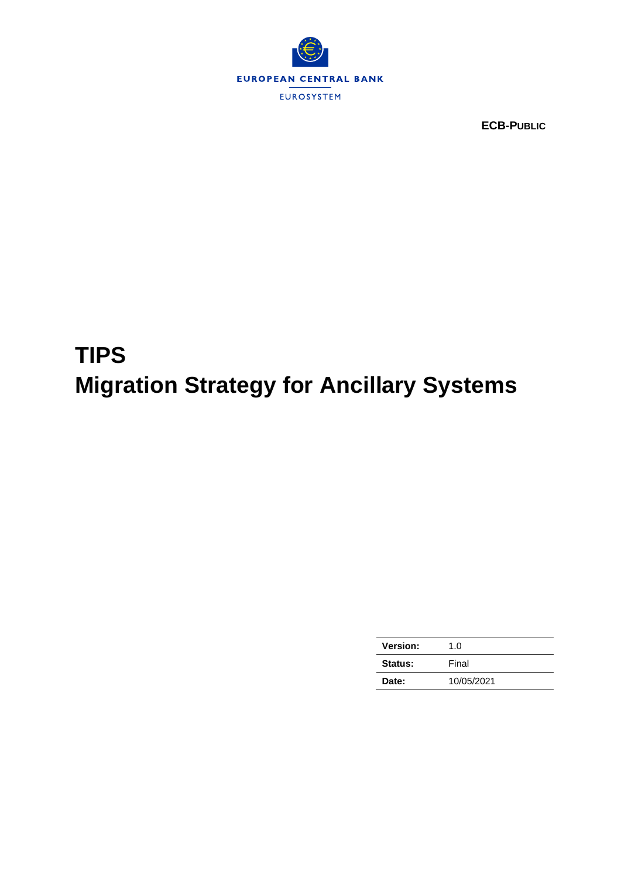EUROPEAN CENTRAL BANK

EUROSYSTEM

**ECB-PUBLIC**

# TIPS
# Migration Strategy for Ancillary Systems

| | |
|---|---|
| **Version:** | 1.0 |
| **Status:** | Final |
| **Date:** | 10/05/2021 |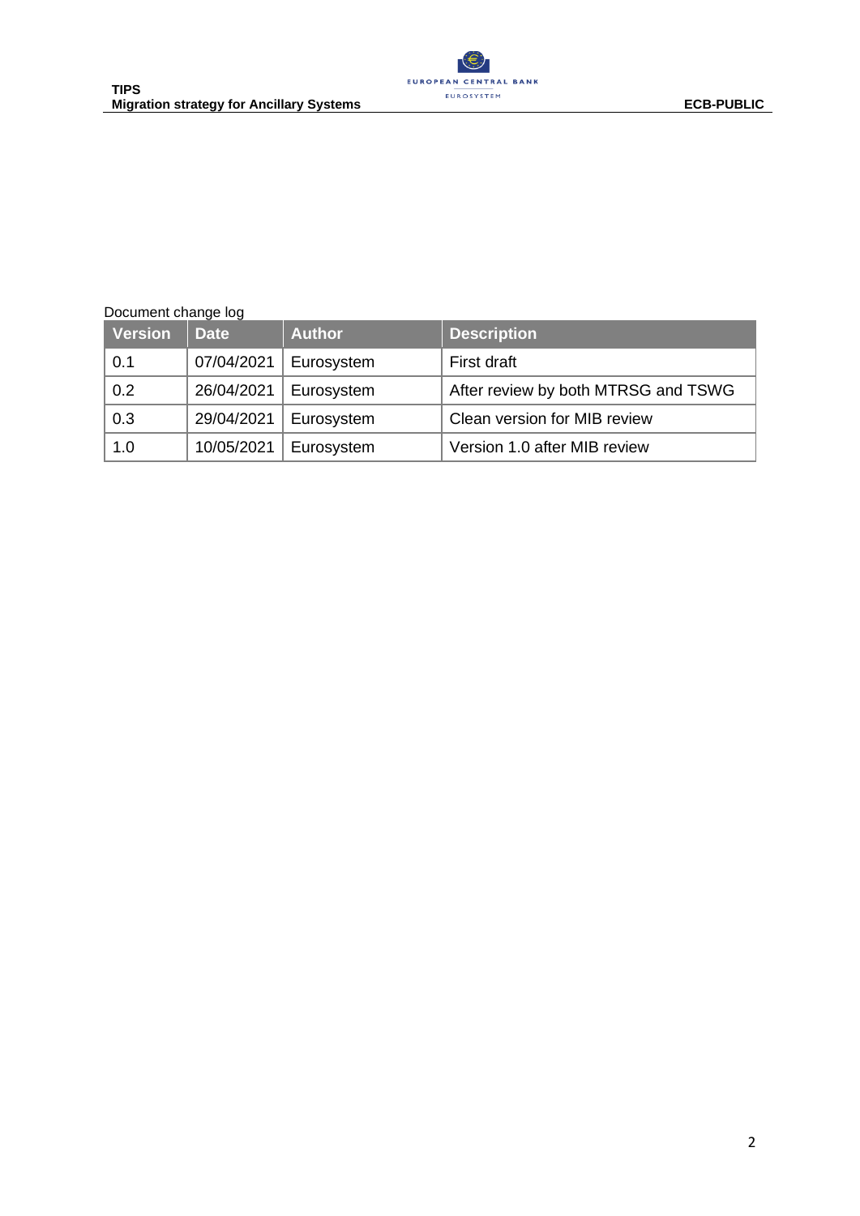Document change log

| Version | Date | Author | Description |
|---|---|---|---|
| 0.1 | 07/04/2021 | Eurosystem | First draft |
| 0.2 | 26/04/2021 | Eurosystem | After review by both MTRSG and TSWG |
| 0.3 | 29/04/2021 | Eurosystem | Clean version for MIB review |
| 1.0 | 10/05/2021 | Eurosystem | Version 1.0 after MIB review |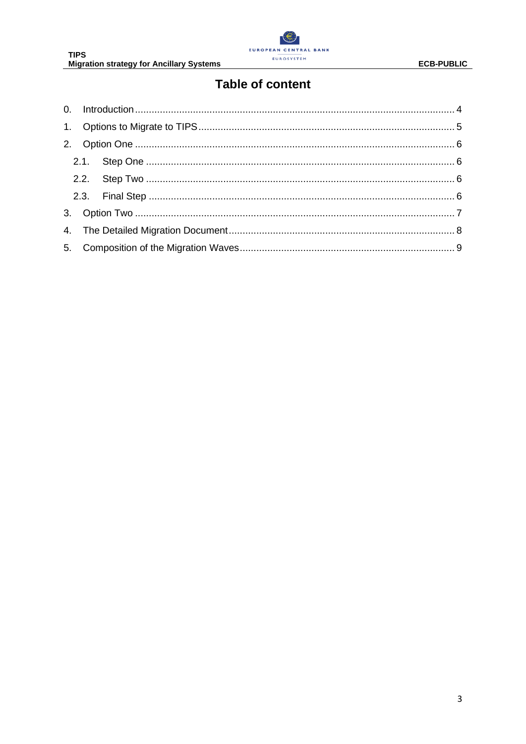# Table of content

0. Introduction .................................................................................................... 4
1. Options to Migrate to TIPS ............................................................................. 5
2. Option One ..................................................................................................... 6
   - 2.1. Step One ................................................................................................ 6
   - 2.2. Step Two ................................................................................................ 6
   - 2.3. Final Step ............................................................................................... 6
3. Option Two ..................................................................................................... 7
4. The Detailed Migration Document .................................................................. 8
5. Composition of the Migration Waves .............................................................. 9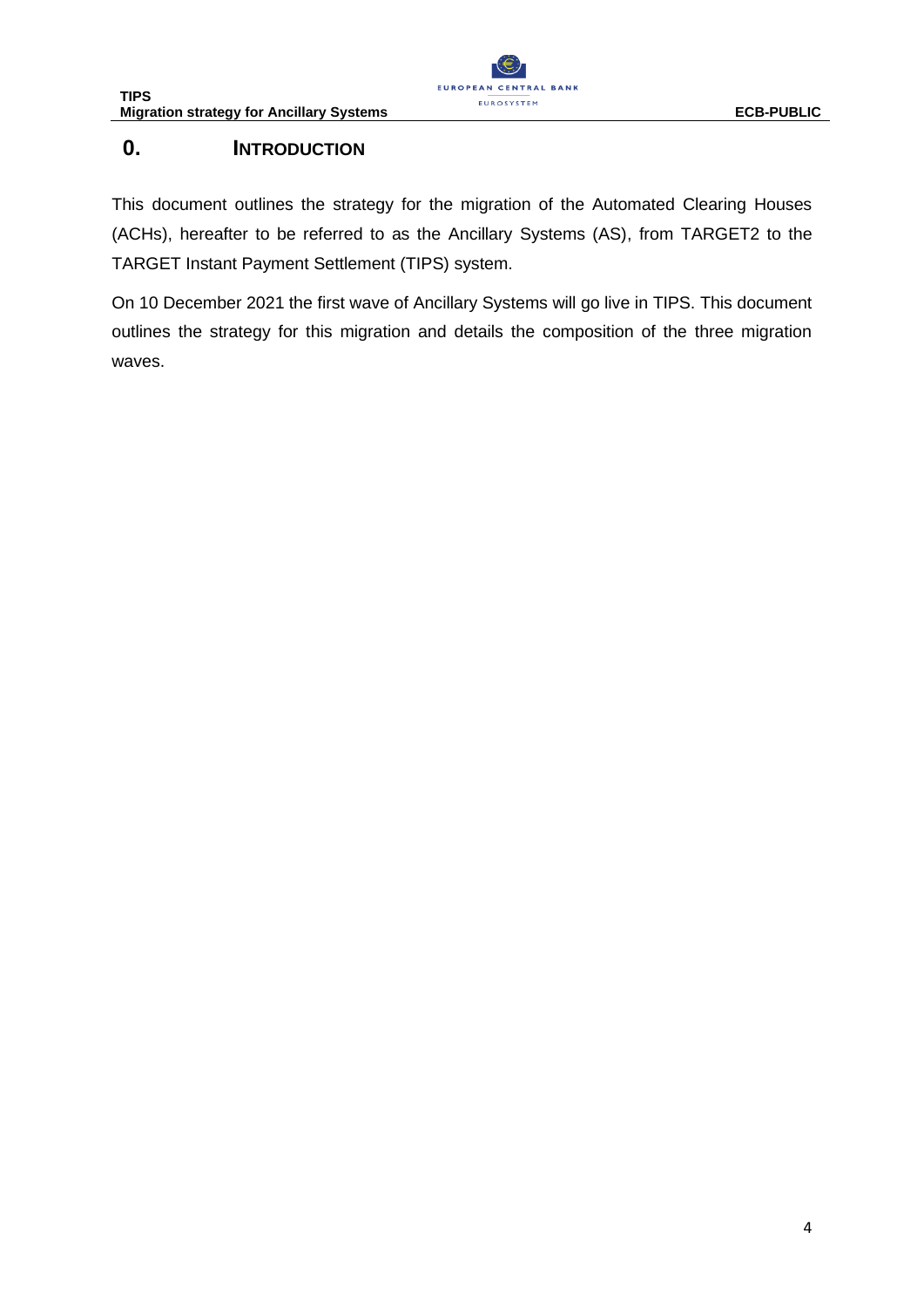# 0. INTRODUCTION

This document outlines the strategy for the migration of the Automated Clearing Houses (ACHs), hereafter to be referred to as the Ancillary Systems (AS), from TARGET2 to the TARGET Instant Payment Settlement (TIPS) system.

On 10 December 2021 the first wave of Ancillary Systems will go live in TIPS. This document outlines the strategy for this migration and details the composition of the three migration waves.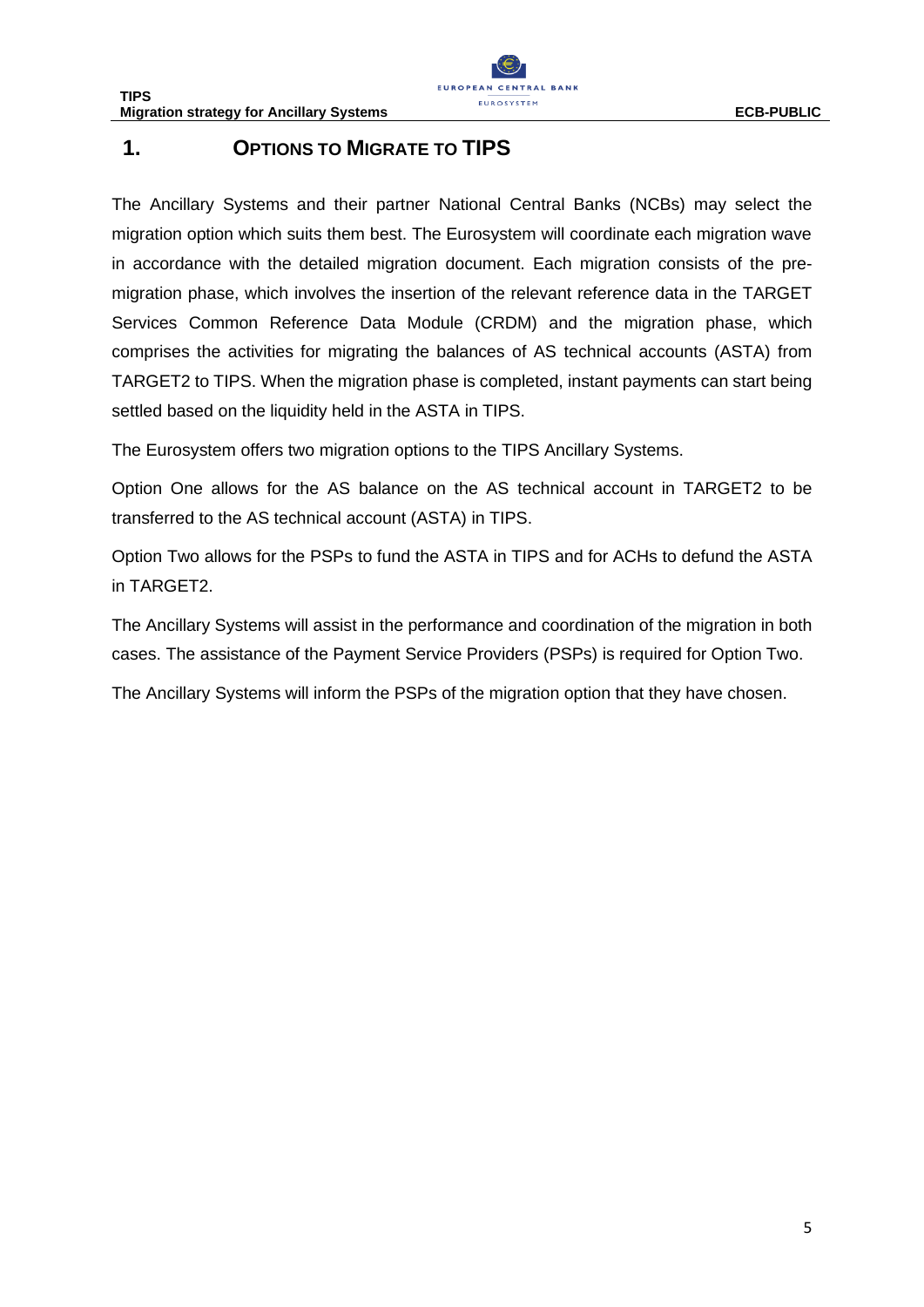# 1. OPTIONS TO MIGRATE TO TIPS

The Ancillary Systems and their partner National Central Banks (NCBs) may select the migration option which suits them best. The Eurosystem will coordinate each migration wave in accordance with the detailed migration document. Each migration consists of the pre-migration phase, which involves the insertion of the relevant reference data in the TARGET Services Common Reference Data Module (CRDM) and the migration phase, which comprises the activities for migrating the balances of AS technical accounts (ASTA) from TARGET2 to TIPS. When the migration phase is completed, instant payments can start being settled based on the liquidity held in the ASTA in TIPS.

The Eurosystem offers two migration options to the TIPS Ancillary Systems.

Option One allows for the AS balance on the AS technical account in TARGET2 to be transferred to the AS technical account (ASTA) in TIPS.

Option Two allows for the PSPs to fund the ASTA in TIPS and for ACHs to defund the ASTA in TARGET2.

The Ancillary Systems will assist in the performance and coordination of the migration in both cases. The assistance of the Payment Service Providers (PSPs) is required for Option Two.

The Ancillary Systems will inform the PSPs of the migration option that they have chosen.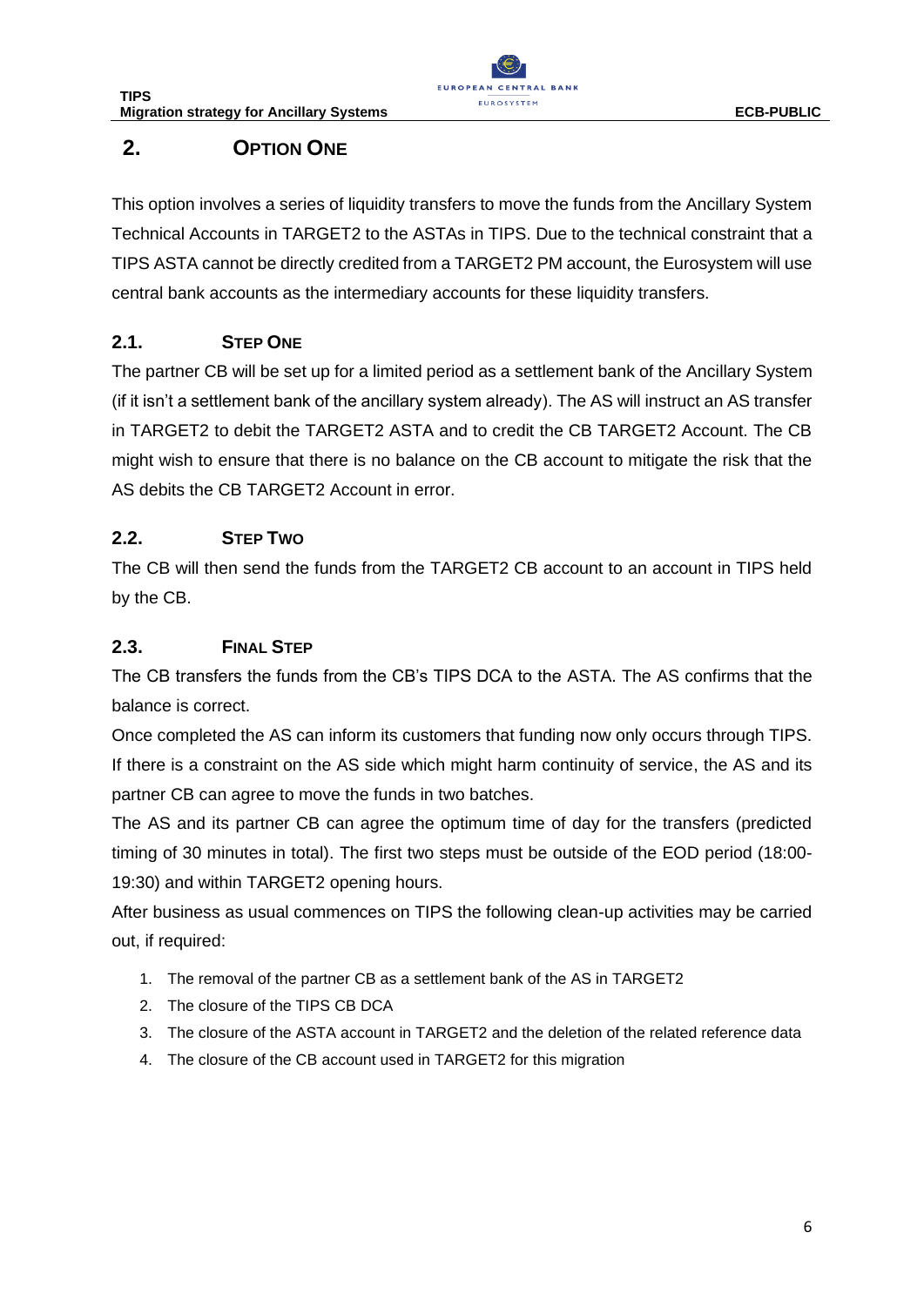## 2. Option One

This option involves a series of liquidity transfers to move the funds from the Ancillary System Technical Accounts in TARGET2 to the ASTAs in TIPS. Due to the technical constraint that a TIPS ASTA cannot be directly credited from a TARGET2 PM account, the Eurosystem will use central bank accounts as the intermediary accounts for these liquidity transfers.

### 2.1. Step One

The partner CB will be set up for a limited period as a settlement bank of the Ancillary System (if it isn't a settlement bank of the ancillary system already). The AS will instruct an AS transfer in TARGET2 to debit the TARGET2 ASTA and to credit the CB TARGET2 Account. The CB might wish to ensure that there is no balance on the CB account to mitigate the risk that the AS debits the CB TARGET2 Account in error.

### 2.2. Step Two

The CB will then send the funds from the TARGET2 CB account to an account in TIPS held by the CB.

### 2.3. Final Step

The CB transfers the funds from the CB's TIPS DCA to the ASTA. The AS confirms that the balance is correct.

Once completed the AS can inform its customers that funding now only occurs through TIPS. If there is a constraint on the AS side which might harm continuity of service, the AS and its partner CB can agree to move the funds in two batches.

The AS and its partner CB can agree the optimum time of day for the transfers (predicted timing of 30 minutes in total). The first two steps must be outside of the EOD period (18:00-19:30) and within TARGET2 opening hours.

After business as usual commences on TIPS the following clean-up activities may be carried out, if required:

1. The removal of the partner CB as a settlement bank of the AS in TARGET2
2. The closure of the TIPS CB DCA
3. The closure of the ASTA account in TARGET2 and the deletion of the related reference data
4. The closure of the CB account used in TARGET2 for this migration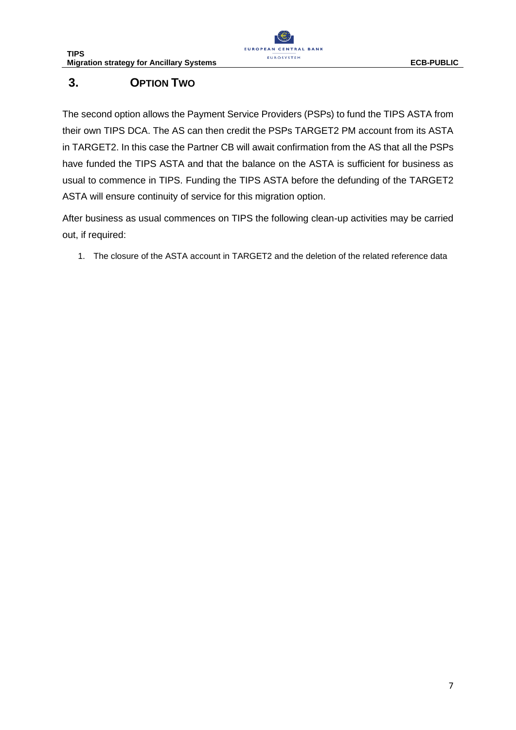# 3. Option Two

The second option allows the Payment Service Providers (PSPs) to fund the TIPS ASTA from their own TIPS DCA. The AS can then credit the PSPs TARGET2 PM account from its ASTA in TARGET2. In this case the Partner CB will await confirmation from the AS that all the PSPs have funded the TIPS ASTA and that the balance on the ASTA is sufficient for business as usual to commence in TIPS. Funding the TIPS ASTA before the defunding of the TARGET2 ASTA will ensure continuity of service for this migration option.

After business as usual commences on TIPS the following clean-up activities may be carried out, if required:

1. The closure of the ASTA account in TARGET2 and the deletion of the related reference data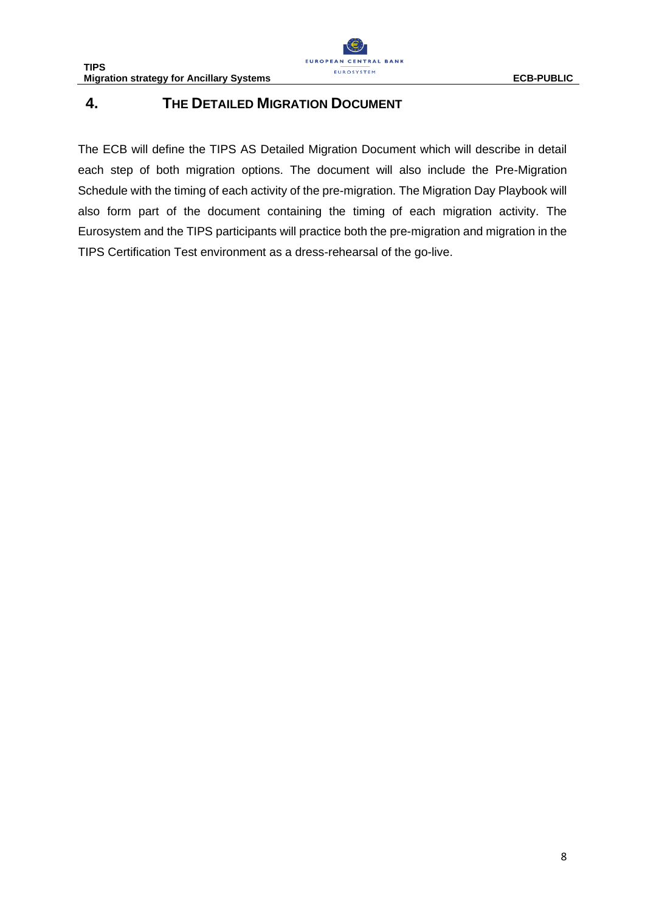# 4. The Detailed Migration Document

The ECB will define the TIPS AS Detailed Migration Document which will describe in detail each step of both migration options. The document will also include the Pre-Migration Schedule with the timing of each activity of the pre-migration. The Migration Day Playbook will also form part of the document containing the timing of each migration activity. The Eurosystem and the TIPS participants will practice both the pre-migration and migration in the TIPS Certification Test environment as a dress-rehearsal of the go-live.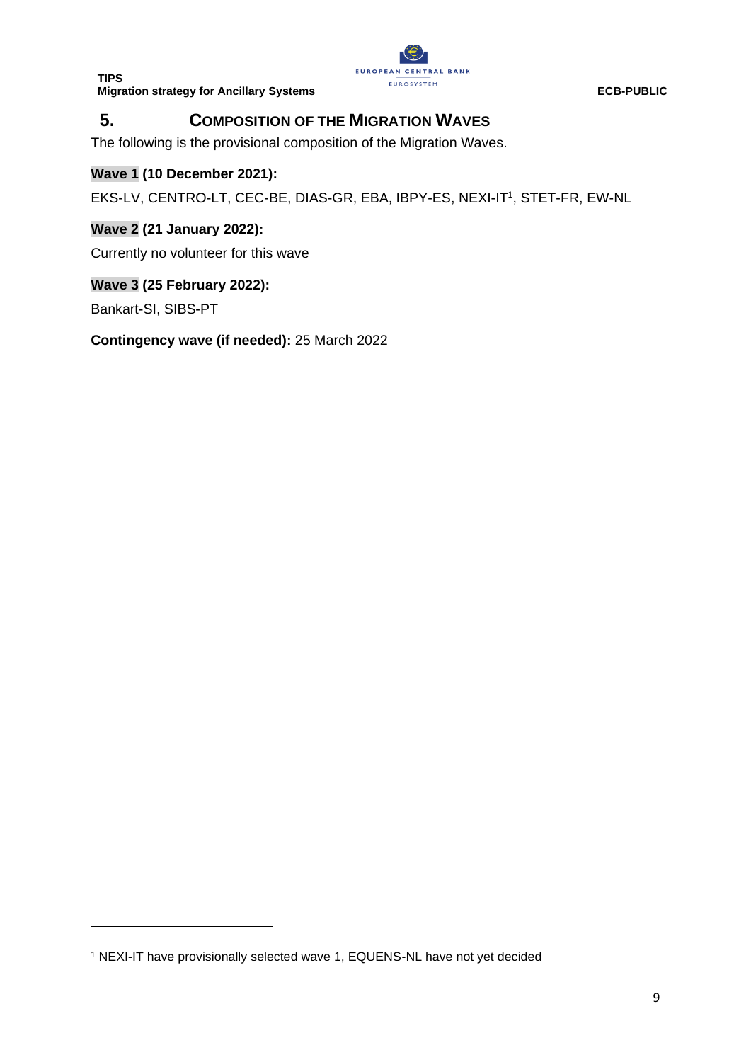## 5. Composition of the Migration Waves

The following is the provisional composition of the Migration Waves.

**Wave 1 (10 December 2021):**

EKS-LV, CENTRO-LT, CEC-BE, DIAS-GR, EBA, IBPY-ES, NEXI-IT[1], STET-FR, EW-NL

**Wave 2 (21 January 2022):**

Currently no volunteer for this wave

**Wave 3 (25 February 2022):**

Bankart-SI, SIBS-PT

**Contingency wave (if needed):** 25 March 2022

---

[1] NEXI-IT have provisionally selected wave 1, EQUENS-NL have not yet decided